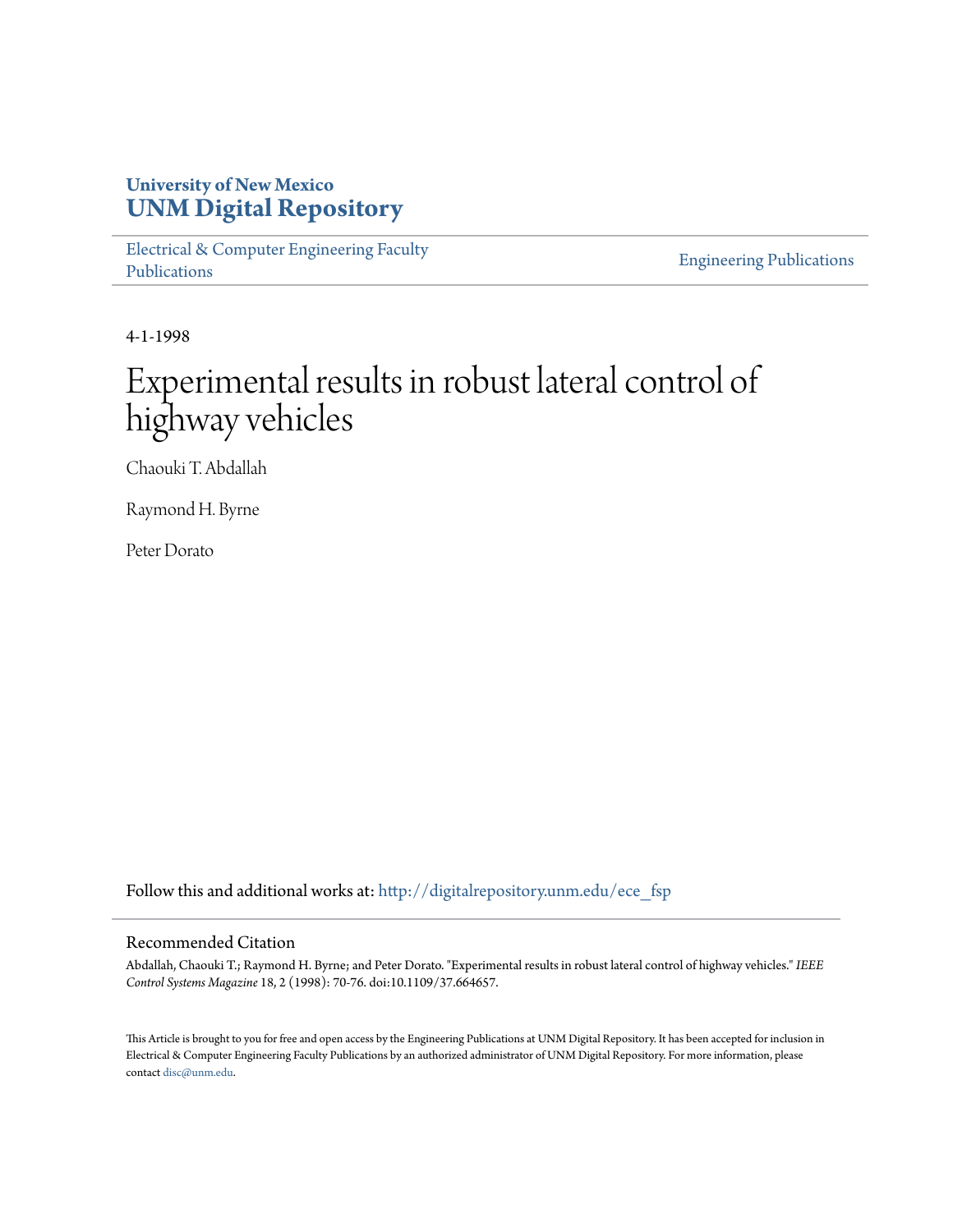University of New Mexico
**UNM Digital Repository**

Electrical & Computer Engineering Faculty Publications

Engineering Publications

4-1-1998

# Experimental results in robust lateral control of highway vehicles

Chaouki T. Abdallah

Raymond H. Byrne

Peter Dorato

Follow this and additional works at: http://digitalrepository.unm.edu/ece_fsp

## Recommended Citation

Abdallah, Chaouki T.; Raymond H. Byrne; and Peter Dorato. "Experimental results in robust lateral control of highway vehicles." *IEEE Control Systems Magazine* 18, 2 (1998): 70-76. doi:10.1109/37.664657.

This Article is brought to you for free and open access by the Engineering Publications at UNM Digital Repository. It has been accepted for inclusion in Electrical & Computer Engineering Faculty Publications by an authorized administrator of UNM Digital Repository. For more information, please contact disc@unm.edu.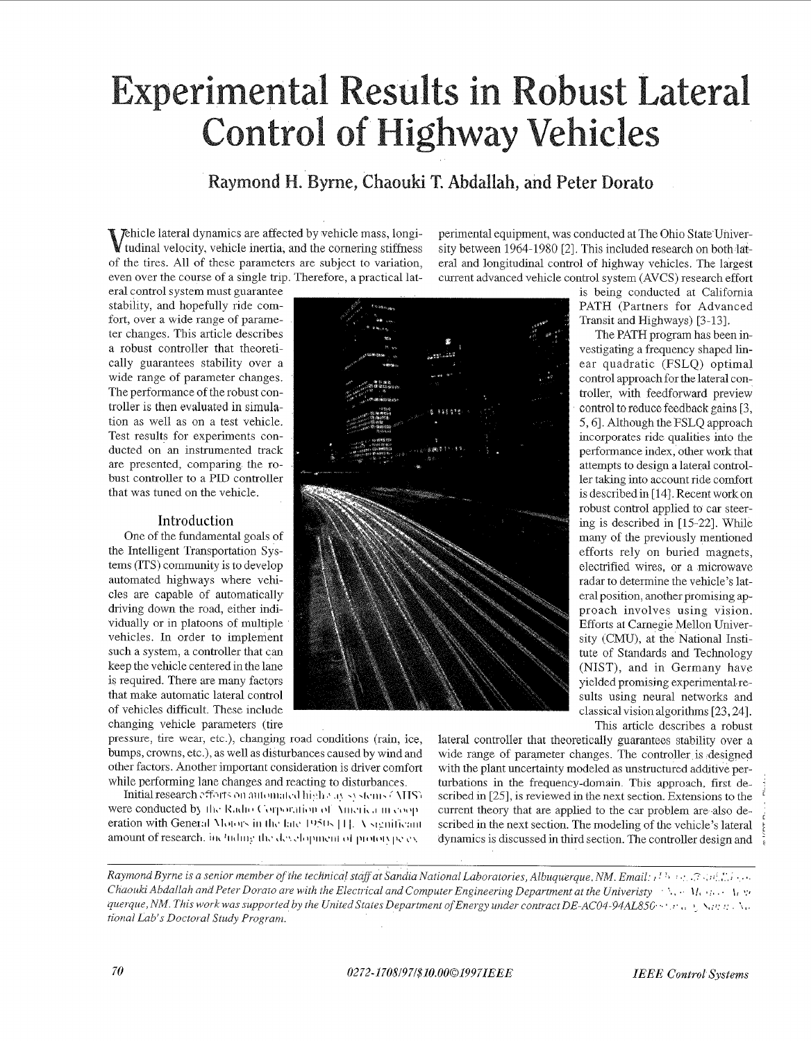# Experimental Results in Robust Lateral Control of Highway Vehicles

## Raymond H. Byrne, Chaouki T. Abdallah, and Peter Dorato

Vehicle lateral dynamics are affected by vehicle mass, longitudinal velocity, vehicle inertia, and the cornering stiffness of the tires. All of these parameters are subject to variation, even over the course of a single trip. Therefore, a practical lateral control system must guarantee stability, and hopefully ride comfort, over a wide range of parameter changes. This article describes a robust controller that theoretically guarantees stability over a wide range of parameter changes. The performance of the robust controller is then evaluated in simulation as well as on a test vehicle. Test results for experiments conducted on an instrumented track are presented, comparing the robust controller to a PID controller that was tuned on the vehicle.

### Introduction

One of the fundamental goals of the Intelligent Transportation Systems (ITS) community is to develop automated highways where vehicles are capable of automatically driving down the road, either individually or in platoons of multiple vehicles. In order to implement such a system, a controller that can keep the vehicle centered in the lane is required. There are many factors that make automatic lateral control of vehicles difficult. These include changing vehicle parameters (tire pressure, tire wear, etc.), changing road conditions (rain, ice, bumps, crowns, etc.), as well as disturbances caused by wind and other factors. Another important consideration is driver comfort while performing lane changes and reacting to disturbances.

Initial research efforts on automated highway systems (AHS) were conducted by the Radio Corporation of America in cooperation with General Motors in the late 1950s [1]. A significant amount of research, including the development of prototype experimental equipment, was conducted at The Ohio State University between 1964-1980 [2]. This included research on both lateral and longitudinal control of highway vehicles. The largest current advanced vehicle control system (AVCS) research effort is being conducted at California PATH (Partners for Advanced Transit and Highways) [3-13].

The PATH program has been investigating a frequency shaped linear quadratic (FSLQ) optimal control approach for the lateral controller, with feedforward preview control to reduce feedback gains [3, 5, 6]. Although the FSLQ approach incorporates ride qualities into the performance index, other work that attempts to design a lateral controller taking into account ride comfort is described in [14]. Recent work on robust control applied to car steering is described in [15-22]. While many of the previously mentioned efforts rely on buried magnets, electrified wires, or a microwave radar to determine the vehicle's lateral position, another promising approach involves using vision. Efforts at Carnegie Mellon University (CMU), at the National Institute of Standards and Technology (NIST), and in Germany have yielded promising experimental results using neural networks and classical vision algorithms [23, 24].

This article describes a robust lateral controller that theoretically guarantees stability over a wide range of parameter changes. The controller is designed with the plant uncertainty modeled as unstructured additive perturbations in the frequency-domain. This approach, first described in [25], is reviewed in the next section. Extensions to the current theory that are applied to the car problem are also described in the next section. The modeling of the vehicle's lateral dynamics is discussed in third section. The controller design and

*Raymond Byrne is a senior member of the technical staff at Sandia National Laboratories, Albuquerque, NM. Email: ... Chaouki Abdallah and Peter Dorato are with the Electrical and Computer Engineering Department at the Univeristy of New Mexico, Albuquerque, NM. This work was supported by the United States Department of Energy under contract DE-AC04-94AL850... tional Lab's Doctoral Study Program.*

0272-1708/97/$10.00©1997IEEE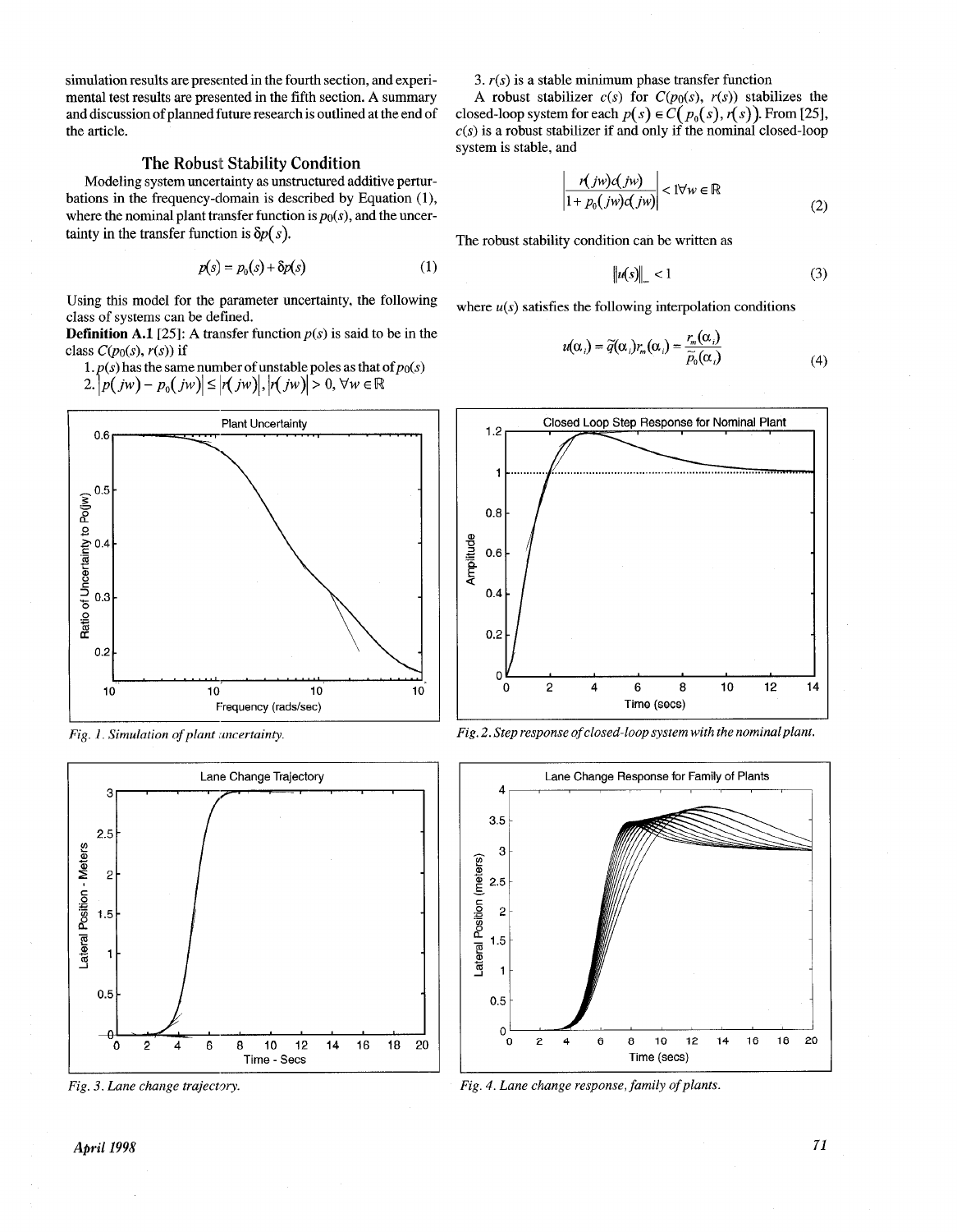simulation results are presented in the fourth section, and experimental test results are presented in the fifth section. A summary and discussion of planned future research is outlined at the end of the article.

## The Robust Stability Condition

Modeling system uncertainty as unstructured additive perturbations in the frequency-domain is described by Equation (1), where the nominal plant transfer function is $p_0(s)$, and the uncertainty in the transfer function is $\delta p(s)$.

$$p(s) = p_0(s) + \delta p(s) \tag{1}$$

Using this model for the parameter uncertainty, the following class of systems can be defined.

**Definition A.1** [25]: A transfer function $p(s)$ is said to be in the class $C(p_0(s), r(s))$ if

1. $p(s)$ has the same number of unstable poles as that of $p_0(s)$
2. $|p(jw) - p_0(jw)| \le |r(jw)|, |r(jw)| > 0, \forall w \in \mathbb{R}$
3. $r(s)$ is a stable minimum phase transfer function

A robust stabilizer $c(s)$ for $C(p_0(s), r(s))$ stabilizes the closed-loop system for each $p(s) \in C(p_0(s), r(s))$. From [25], $c(s)$ is a robust stabilizer if and only if the nominal closed-loop system is stable, and

$$\left| \frac{r(jw)c(jw)}{1 + p_0(jw)c(jw)} \right| < 1 \forall w \in \mathbb{R} \tag{2}$$

The robust stability condition can be written as

$$\|u(s)\|_\infty < 1 \tag{3}$$

where $u(s)$ satisfies the following interpolation conditions

$$u(\alpha_i) = \tilde{q}(\alpha_i) r_m(\alpha_i) = \frac{r_m(\alpha_i)}{\tilde{p}_0(\alpha_i)} \tag{4}$$

Fig. 1. Simulation of plant uncertainty.

Fig. 2. Step response of closed-loop system with the nominal plant.

Fig. 3. Lane change trajectory.

Fig. 4. Lane change response, family of plants.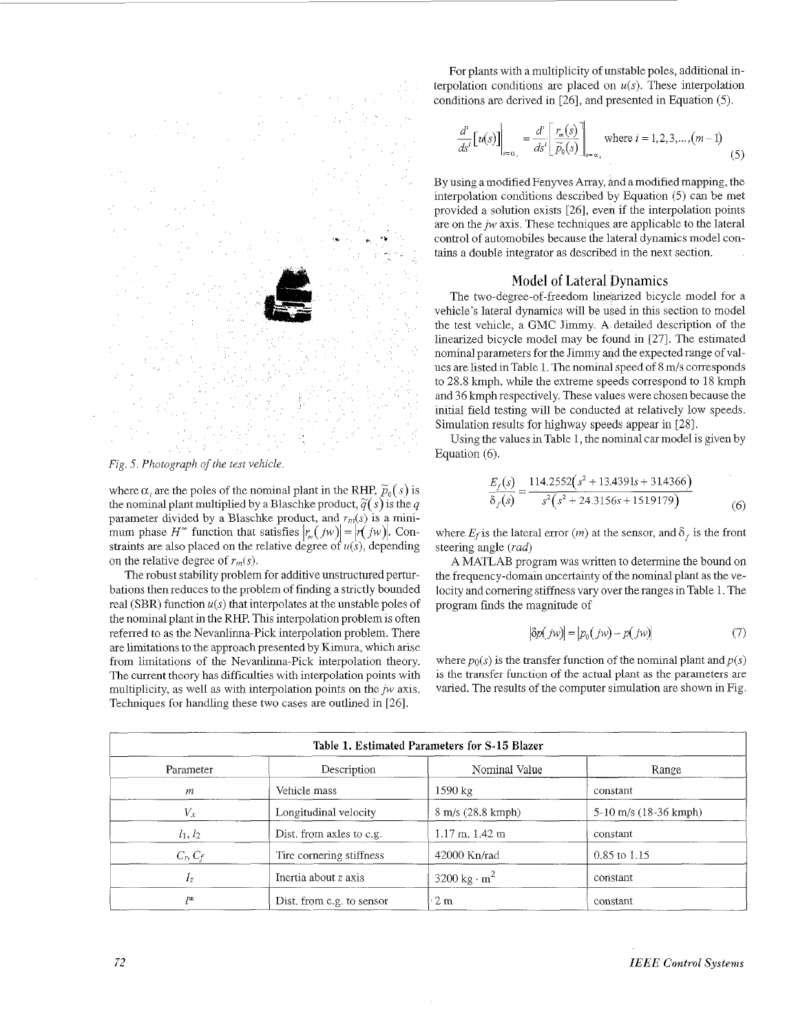Fig. 5. Photograph of the test vehicle.

where $\alpha_i$ are the poles of the nominal plant in the RHP, $\tilde{p}_0(s)$ is the nominal plant multiplied by a Blaschke product, $\tilde{q}(s)$ is the $q$ parameter divided by a Blaschke product, and $r_m(s)$ is a minimum phase $H^\infty$ function that satisfies $|r_m(jw)| = |r(jw)|$. Constraints are also placed on the relative degree of $u(s)$, depending on the relative degree of $r_m(s)$.

The robust stability problem for additive unstructured perturbations then reduces to the problem of finding a strictly bounded real (SBR) function $u(s)$ that interpolates at the unstable poles of the nominal plant in the RHP. This interpolation problem is often referred to as the Nevanlinna-Pick interpolation problem. There are limitations to the approach presented by Kimura, which arise from limitations of the Nevanlinna-Pick interpolation theory. The current theory has difficulties with interpolation points with multiplicity, as well as with interpolation points on the $jw$ axis. Techniques for handling these two cases are outlined in [26].

For plants with a multiplicity of unstable poles, additional interpolation conditions are placed on $u(s)$. These interpolation conditions are derived in [26], and presented in Equation (5).

$$\frac{d^i}{ds^i}\left[u(s)\right]\bigg|_{s=\alpha_i} = \frac{d^i}{ds^i}\left[\frac{r_m(s)}{\tilde{p}_0(s)}\right]\bigg|_{s=\alpha_i} \quad \text{where } i = 1,2,3,\ldots,(m-1) \tag{5}$$

By using a modified Fenyves Array, and a modified mapping, the interpolation conditions described by Equation (5) can be met provided a solution exists [26], even if the interpolation points are on the $jw$ axis. These techniques are applicable to the lateral control of automobiles because the lateral dynamics model contains a double integrator as described in the next section.

## Model of Lateral Dynamics

The two-degree-of-freedom linearized bicycle model for a vehicle's lateral dynamics will be used in this section to model the test vehicle, a GMC Jimmy. A detailed description of the linearized bicycle model may be found in [27]. The estimated nominal parameters for the Jimmy and the expected range of values are listed in Table 1. The nominal speed of 8 m/s corresponds to 28.8 kmph, while the extreme speeds correspond to 18 kmph and 36 kmph respectively. These values were chosen because the initial field testing will be conducted at relatively low speeds. Simulation results for highway speeds appear in [28].

Using the values in Table 1, the nominal car model is given by Equation (6).

$$\frac{E_f(s)}{\delta_f(s)} = \frac{114.2552\left(s^2 + 13.4391s + 31.4366\right)}{s^2\left(s^2 + 24.3156s + 151.9179\right)} \tag{6}$$

where $E_f$ is the lateral error ($m$) at the sensor, and $\delta_f$ is the front steering angle ($rad$)

A MATLAB program was written to determine the bound on the frequency-domain uncertainty of the nominal plant as the velocity and cornering stiffness vary over the ranges in Table 1. The program finds the magnitude of

$$|\delta p(jw)| = |p_0(jw) - p(jw)| \tag{7}$$

where $p_0(s)$ is the transfer function of the nominal plant and $p(s)$ is the transfer function of the actual plant as the parameters are varied. The results of the computer simulation are shown in Fig.

**Table 1. Estimated Parameters for S-15 Blazer**

| Parameter | Description | Nominal Value | Range |
|---|---|---|---|
| $m$ | Vehicle mass | 1590 kg | constant |
| $V_x$ | Longitudinal velocity | 8 m/s (28.8 kmph) | 5-10 m/s (18-36 kmph) |
| $l_1, l_2$ | Dist. from axles to c.g. | 1.17 m, 1.42 m | constant |
| $C_r, C_f$ | Tire cornering stiffness | 42000 Kn/rad | 0.85 to 1.15 |
| $I_z$ | Inertia about $z$ axis | 3200 kg · m$^2$ | constant |
| $l^*$ | Dist. from c.g. to sensor | 2 m | constant |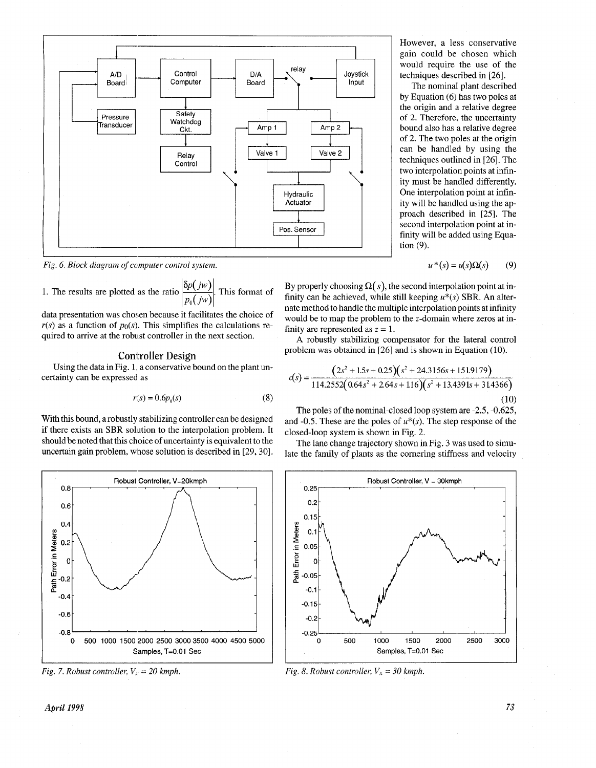Fig. 6. Block diagram of computer control system.

1. The results are plotted as the ratio $\frac{|\delta p(jw)|}{|p_0(jw)|}$. This format of data presentation was chosen because it facilitates the choice of $r(s)$ as a function of $p_0(s)$. This simplifies the calculations required to arrive at the robust controller in the next section.

## Controller Design

Using the data in Fig. 1, a conservative bound on the plant uncertainty can be expressed as

$$r(s) = 0.6p_0(s) \tag{8}$$

With this bound, a robustly stabilizing controller can be designed if there exists an SBR solution to the interpolation problem. It should be noted that this choice of uncertainty is equivalent to the uncertain gain problem, whose solution is described in [29, 30].

However, a less conservative gain could be chosen which would require the use of the techniques described in [26].

The nominal plant described by Equation (6) has two poles at the origin and a relative degree of 2. Therefore, the uncertainty bound also has a relative degree of 2. The two poles at the origin can be handled by using the techniques outlined in [26]. The two interpolation points at infinity must be handled differently. One interpolation point at infinity will be handled using the approach described in [25]. The second interpolation point at infinity will be added using Equation (9).

$$u^*(s) = u(s)\Omega(s) \tag{9}$$

By properly choosing $\Omega(s)$, the second interpolation point at infinity can be achieved, while still keeping $u^*(s)$ SBR. An alternate method to handle the multiple interpolation points at infinity would be to map the problem to the $z$-domain where zeros at infinity are represented as $z = 1$.

A robustly stabilizing compensator for the lateral control problem was obtained in [26] and is shown in Equation (10).

$$c(s) = \frac{(2s^2 + 1.5s + 0.25)(s^2 + 24.3156s + 151.9179)}{114.2552(0.64s^2 + 2.64s + 1.16)(s^2 + 13.4391s + 31.4366)} \tag{10}$$

The poles of the nominal-closed loop system are -2.5, -0.625, and -0.5. These are the poles of $u^*(s)$. The step response of the closed-loop system is shown in Fig. 2.

The lane change trajectory shown in Fig. 3 was used to simulate the family of plants as the cornering stiffness and velocity

Fig. 7. Robust controller, $V_x = 20$ kmph.

Fig. 8. Robust controller, $V_x = 30$ kmph.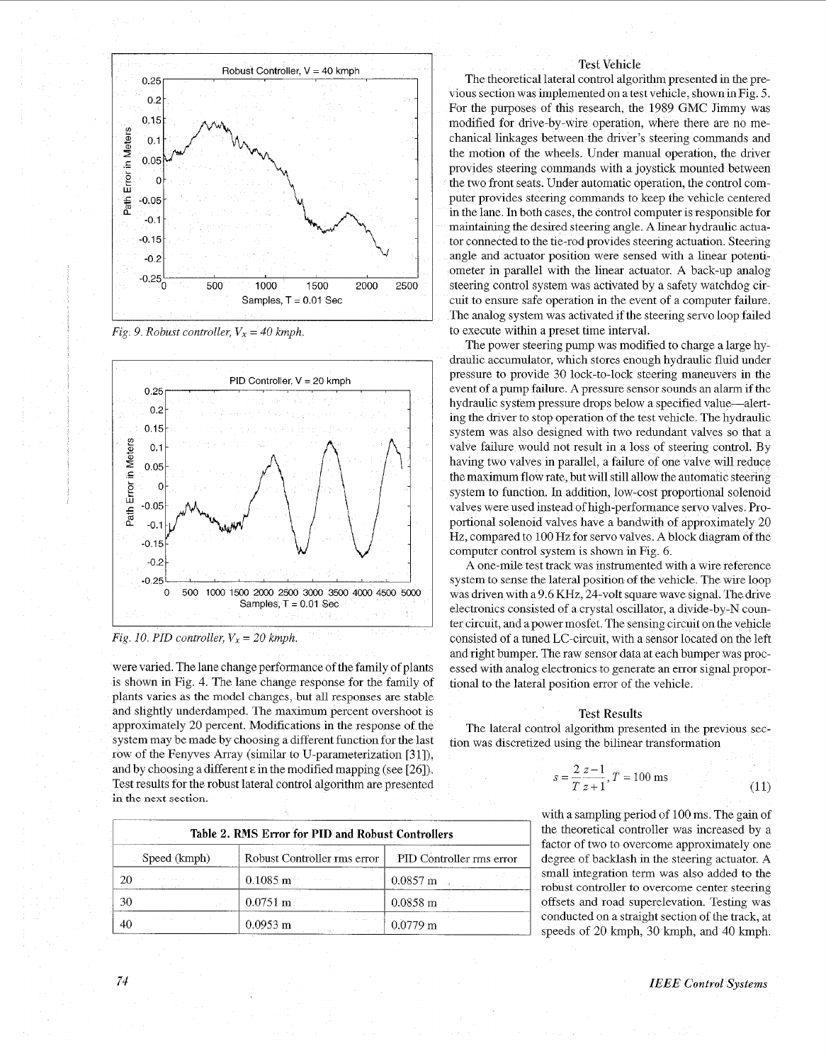Fig. 9. Robust controller, $V_x = 40$ kmph.

Fig. 10. PID controller, $V_x = 20$ kmph.

were varied. The lane change performance of the family of plants is shown in Fig. 4. The lane change response for the family of plants varies as the model changes, but all responses are stable and slightly underdamped. The maximum percent overshoot is approximately 20 percent. Modifications in the response of the system may be made by choosing a different function for the last row of the Fenyves Array (similar to U-parameterization [31]), and by choosing a different ε in the modified mapping (see [26]). Test results for the robust lateral control algorithm are presented in the next section.

**Table 2. RMS Error for PID and Robust Controllers**

| Speed (kmph) | Robust Controller rms error | PID Controller rms error |
|---|---|---|
| 20 | 0.1085 m | 0.0857 m |
| 30 | 0.0751 m | 0.0858 m |
| 40 | 0.0953 m | 0.0779 m |

### Test Vehicle

The theoretical lateral control algorithm presented in the previous section was implemented on a test vehicle, shown in Fig. 5. For the purposes of this research, the 1989 GMC Jimmy was modified for drive-by-wire operation, where there are no mechanical linkages between the driver's steering commands and the motion of the wheels. Under manual operation, the driver provides steering commands with a joystick mounted between the two front seats. Under automatic operation, the control computer provides steering commands to keep the vehicle centered in the lane. In both cases, the control computer is responsible for maintaining the desired steering angle. A linear hydraulic actuator connected to the tie-rod provides steering actuation. Steering angle and actuator position were sensed with a linear potentiometer in parallel with the linear actuator. A back-up analog steering control system was activated by a safety watchdog circuit to ensure safe operation in the event of a computer failure. The analog system was activated if the steering servo loop failed to execute within a preset time interval.

The power steering pump was modified to charge a large hydraulic accumulator, which stores enough hydraulic fluid under pressure to provide 30 lock-to-lock steering maneuvers in the event of a pump failure. A pressure sensor sounds an alarm if the hydraulic system pressure drops below a specified value—alerting the driver to stop operation of the test vehicle. The hydraulic system was also designed with two redundant valves so that a valve failure would not result in a loss of steering control. By having two valves in parallel, a failure of one valve will reduce the maximum flow rate, but will still allow the automatic steering system to function. In addition, low-cost proportional solenoid valves were used instead of high-performance servo valves. Proportional solenoid valves have a bandwidth of approximately 20 Hz, compared to 100 Hz for servo valves. A block diagram of the computer control system is shown in Fig. 6.

A one-mile test track was instrumented with a wire reference system to sense the lateral position of the vehicle. The wire loop was driven with a 9.6 KHz, 24-volt square wave signal. The drive electronics consisted of a crystal oscillator, a divide-by-N counter circuit, and a power mosfet. The sensing circuit on the vehicle consisted of a tuned LC-circuit, with a sensor located on the left and right bumper. The raw sensor data at each bumper was processed with analog electronics to generate an error signal proportional to the lateral position error of the vehicle.

### Test Results

The lateral control algorithm presented in the previous section was discretized using the bilinear transformation

$$s = \frac{2}{T}\frac{z-1}{z+1}, \; T = 100 \text{ ms} \tag{11}$$

with a sampling period of 100 ms. The gain of the theoretical controller was increased by a factor of two to overcome approximately one degree of backlash in the steering actuator. A small integration term was also added to the robust controller to overcome center steering offsets and road superelevation. Testing was conducted on a straight section of the track, at speeds of 20 kmph, 30 kmph, and 40 kmph.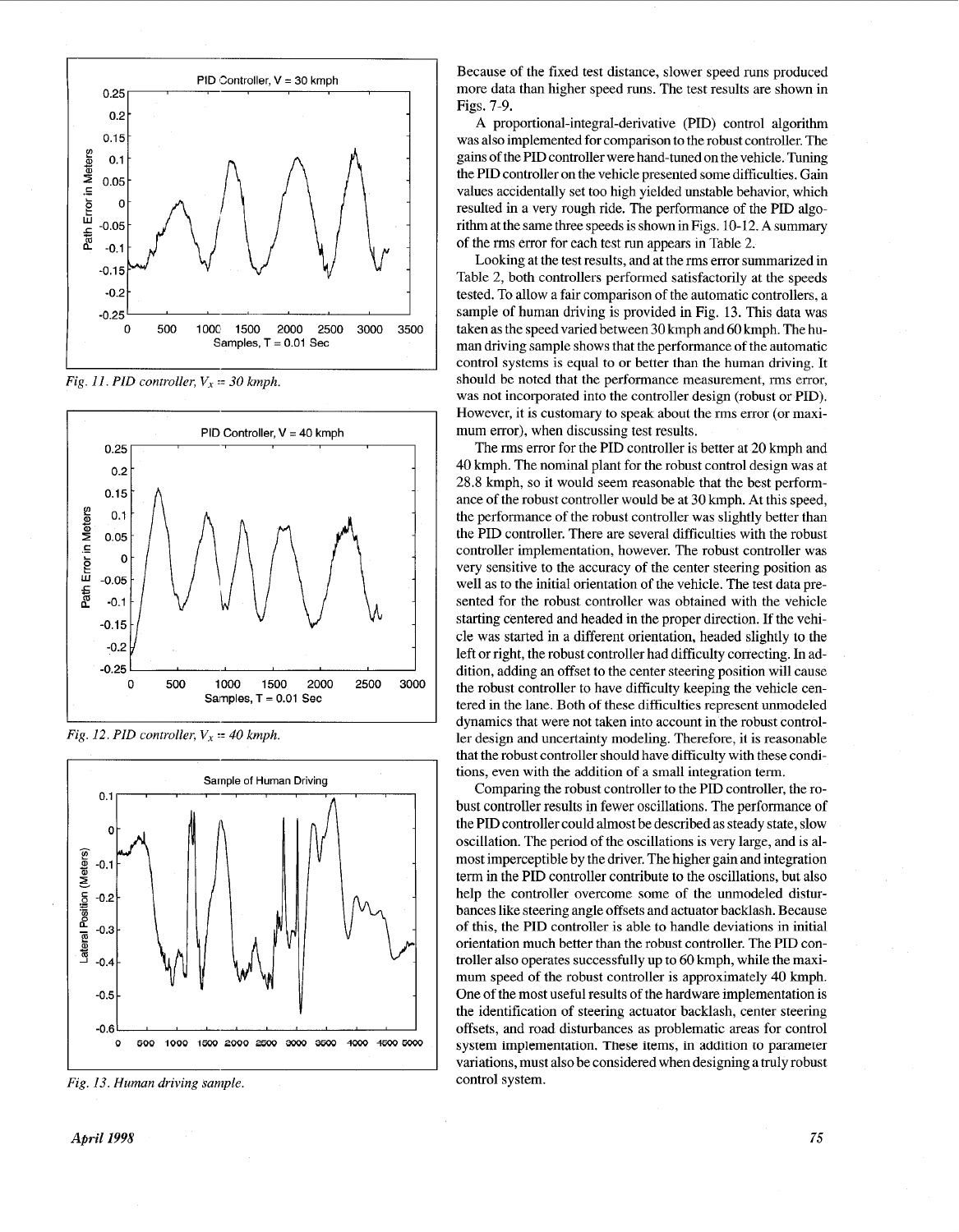Fig. 11. PID controller, $V_x = 30$ kmph.

Fig. 12. PID controller, $V_x = 40$ kmph.

Fig. 13. Human driving sample.

Because of the fixed test distance, slower speed runs produced more data than higher speed runs. The test results are shown in Figs. 7-9.

A proportional-integral-derivative (PID) control algorithm was also implemented for comparison to the robust controller. The gains of the PID controller were hand-tuned on the vehicle. Tuning the PID controller on the vehicle presented some difficulties. Gain values accidentally set too high yielded unstable behavior, which resulted in a very rough ride. The performance of the PID algorithm at the same three speeds is shown in Figs. 10-12. A summary of the rms error for each test run appears in Table 2.

Looking at the test results, and at the rms error summarized in Table 2, both controllers performed satisfactorily at the speeds tested. To allow a fair comparison of the automatic controllers, a sample of human driving is provided in Fig. 13. This data was taken as the speed varied between 30 kmph and 60 kmph. The human driving sample shows that the performance of the automatic control systems is equal to or better than the human driving. It should be noted that the performance measurement, rms error, was not incorporated into the controller design (robust or PID). However, it is customary to speak about the rms error (or maximum error), when discussing test results.

The rms error for the PID controller is better at 20 kmph and 40 kmph. The nominal plant for the robust control design was at 28.8 kmph, so it would seem reasonable that the best performance of the robust controller would be at 30 kmph. At this speed, the performance of the robust controller was slightly better than the PID controller. There are several difficulties with the robust controller implementation, however. The robust controller was very sensitive to the accuracy of the center steering position as well as to the initial orientation of the vehicle. The test data presented for the robust controller was obtained with the vehicle starting centered and headed in the proper direction. If the vehicle was started in a different orientation, headed slightly to the left or right, the robust controller had difficulty correcting. In addition, adding an offset to the center steering position will cause the robust controller to have difficulty keeping the vehicle centered in the lane. Both of these difficulties represent unmodeled dynamics that were not taken into account in the robust controller design and uncertainty modeling. Therefore, it is reasonable that the robust controller should have difficulty with these conditions, even with the addition of a small integration term.

Comparing the robust controller to the PID controller, the robust controller results in fewer oscillations. The performance of the PID controller could almost be described as steady state, slow oscillation. The period of the oscillations is very large, and is almost imperceptible by the driver. The higher gain and integration term in the PID controller contribute to the oscillations, but also help the controller overcome some of the unmodeled disturbances like steering angle offsets and actuator backlash. Because of this, the PID controller is able to handle deviations in initial orientation much better than the robust controller. The PID controller also operates successfully up to 60 kmph, while the maximum speed of the robust controller is approximately 40 kmph. One of the most useful results of the hardware implementation is the identification of steering actuator backlash, center steering offsets, and road disturbances as problematic areas for control system implementation. These items, in addition to parameter variations, must also be considered when designing a truly robust control system.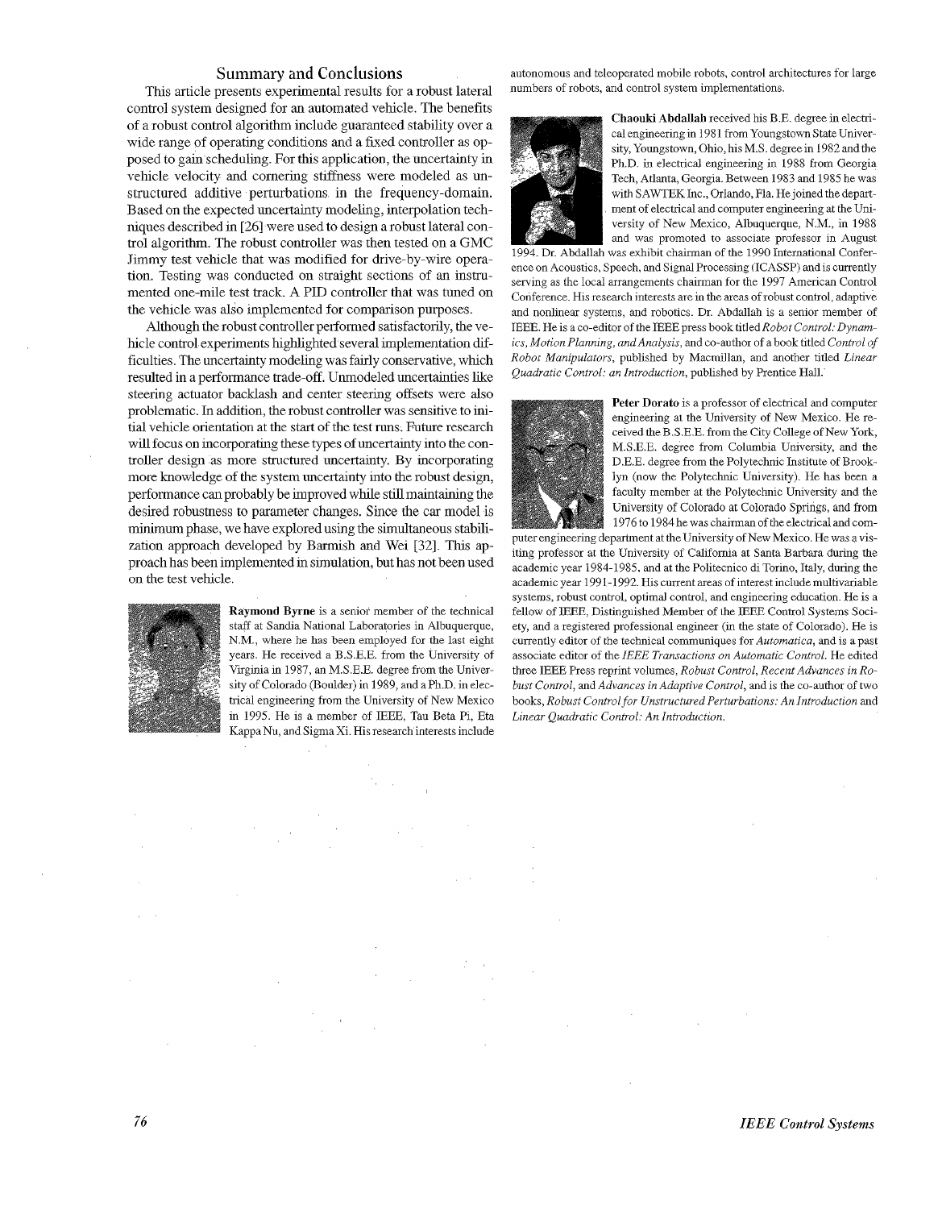## Summary and Conclusions

This article presents experimental results for a robust lateral control system designed for an automated vehicle. The benefits of a robust control algorithm include guaranteed stability over a wide range of operating conditions and a fixed controller as opposed to gain scheduling. For this application, the uncertainty in vehicle velocity and cornering stiffness were modeled as unstructured additive perturbations in the frequency-domain. Based on the expected uncertainty modeling, interpolation techniques described in [26] were used to design a robust lateral control algorithm. The robust controller was then tested on a GMC Jimmy test vehicle that was modified for drive-by-wire operation. Testing was conducted on straight sections of an instrumented one-mile test track. A PID controller that was tuned on the vehicle was also implemented for comparison purposes.

Although the robust controller performed satisfactorily, the vehicle control experiments highlighted several implementation difficulties. The uncertainty modeling was fairly conservative, which resulted in a performance trade-off. Unmodeled uncertainties like steering actuator backlash and center steering offsets were also problematic. In addition, the robust controller was sensitive to initial vehicle orientation at the start of the test runs. Future research will focus on incorporating these types of uncertainty into the controller design as more structured uncertainty. By incorporating more knowledge of the system uncertainty into the robust design, performance can probably be improved while still maintaining the desired robustness to parameter changes. Since the car model is minimum phase, we have explored using the simultaneous stabilization approach developed by Barmish and Wei [32]. This approach has been implemented in simulation, but has not been used on the test vehicle.

**Raymond Byrne** is a senior member of the technical staff at Sandia National Laboratories in Albuquerque, N.M., where he has been employed for the last eight years. He received a B.S.E.E. from the University of Virginia in 1987, an M.S.E.E. degree from the University of Colorado (Boulder) in 1989, and a Ph.D. in electrical engineering from the University of New Mexico in 1995. He is a member of IEEE, Tau Beta Pi, Eta Kappa Nu, and Sigma Xi. His research interests include autonomous and teleoperated mobile robots, control architectures for large numbers of robots, and control system implementations.

**Chaouki Abdallah** received his B.E. degree in electrical engineering in 1981 from Youngstown State University, Youngstown, Ohio, his M.S. degree in 1982 and the Ph.D. in electrical engineering in 1988 from Georgia Tech, Atlanta, Georgia. Between 1983 and 1985 he was with SAWTEK Inc., Orlando, Fla. He joined the department of electrical and computer engineering at the University of New Mexico, Albuquerque, N.M., in 1988 and was promoted to associate professor in August 1994. Dr. Abdallah was exhibit chairman of the 1990 International Conference on Acoustics, Speech, and Signal Processing (ICASSP) and is currently serving as the local arrangements chairman for the 1997 American Control Conference. His research interests are in the areas of robust control, adaptive and nonlinear systems, and robotics. Dr. Abdallah is a senior member of IEEE. He is a co-editor of the IEEE press book titled *Robot Control: Dynamics, Motion Planning, and Analysis*, and co-author of a book titled *Control of Robot Manipulators*, published by Macmillan, and another titled *Linear Quadratic Control: an Introduction*, published by Prentice Hall.

**Peter Dorato** is a professor of electrical and computer engineering at the University of New Mexico. He received the B.S.E.E. from the City College of New York, M.S.E.E. degree from Columbia University, and the D.E.E. degree from the Polytechnic Institute of Brooklyn (now the Polytechnic University). He has been a faculty member at the Polytechnic University and the University of Colorado at Colorado Springs, and from 1976 to 1984 he was chairman of the electrical and computer engineering department at the University of New Mexico. He was a visiting professor at the University of California at Santa Barbara during the academic year 1984-1985, and at the Politecnico di Torino, Italy, during the academic year 1991-1992. His current areas of interest include multivariable systems, robust control, optimal control, and engineering education. He is a fellow of IEEE, Distinguished Member of the IEEE Control Systems Society, and a registered professional engineer (in the state of Colorado). He is currently editor of the technical communiques for *Automatica*, and is a past associate editor of the *IEEE Transactions on Automatic Control*. He edited three IEEE Press reprint volumes, *Robust Control*, *Recent Advances in Robust Control*, and *Advances in Adaptive Control*, and is the co-author of two books, *Robust Control for Unstructured Perturbations: An Introduction* and *Linear Quadratic Control: An Introduction*.